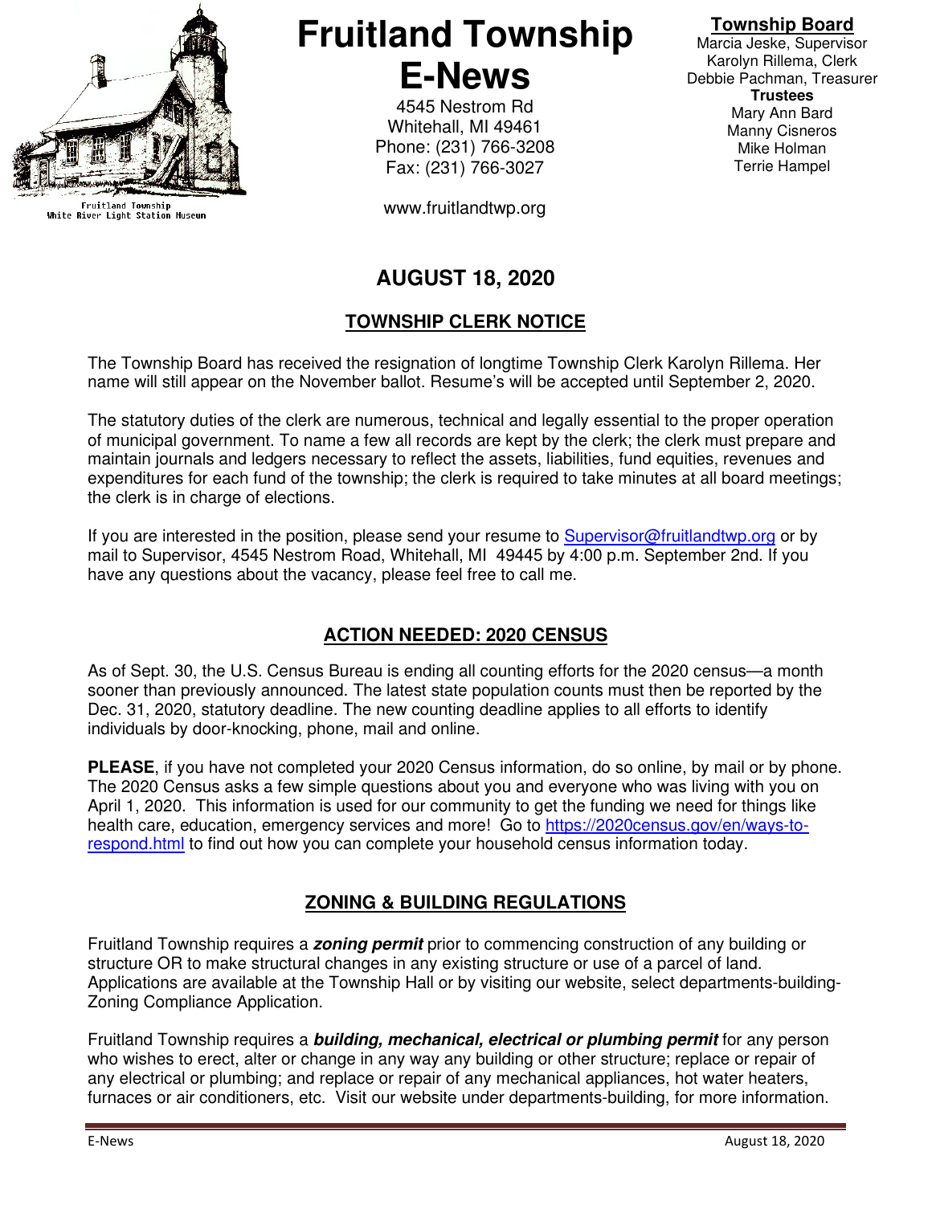# Fruitland Township E-News

4545 Nestrom Rd
Whitehall, MI 49461
Phone: (231) 766-3208
Fax: (231) 766-3027

www.fruitlandtwp.org

Fruitland Township
White River Light Station Museum

**Township Board**
Marcia Jeske, Supervisor
Karolyn Rillema, Clerk
Debbie Pachman, Treasurer
**Trustees**
Mary Ann Bard
Manny Cisneros
Mike Holman
Terrie Hampel

## AUGUST 18, 2020

## TOWNSHIP CLERK NOTICE

The Township Board has received the resignation of longtime Township Clerk Karolyn Rillema. Her name will still appear on the November ballot. Resume's will be accepted until September 2, 2020.

The statutory duties of the clerk are numerous, technical and legally essential to the proper operation of municipal government. To name a few all records are kept by the clerk; the clerk must prepare and maintain journals and ledgers necessary to reflect the assets, liabilities, fund equities, revenues and expenditures for each fund of the township; the clerk is required to take minutes at all board meetings; the clerk is in charge of elections.

If you are interested in the position, please send your resume to Supervisor@fruitlandtwp.org or by mail to Supervisor, 4545 Nestrom Road, Whitehall, MI 49445 by 4:00 p.m. September 2nd. If you have any questions about the vacancy, please feel free to call me.

## ACTION NEEDED: 2020 CENSUS

As of Sept. 30, the U.S. Census Bureau is ending all counting efforts for the 2020 census—a month sooner than previously announced. The latest state population counts must then be reported by the Dec. 31, 2020, statutory deadline. The new counting deadline applies to all efforts to identify individuals by door-knocking, phone, mail and online.

**PLEASE**, if you have not completed your 2020 Census information, do so online, by mail or by phone. The 2020 Census asks a few simple questions about you and everyone who was living with you on April 1, 2020. This information is used for our community to get the funding we need for things like health care, education, emergency services and more! Go to https://2020census.gov/en/ways-to-respond.html to find out how you can complete your household census information today.

## ZONING & BUILDING REGULATIONS

Fruitland Township requires a ***zoning permit*** prior to commencing construction of any building or structure OR to make structural changes in any existing structure or use of a parcel of land. Applications are available at the Township Hall or by visiting our website, select departments-building-Zoning Compliance Application.

Fruitland Township requires a ***building, mechanical, electrical or plumbing permit*** for any person who wishes to erect, alter or change in any way any building or other structure; replace or repair of any electrical or plumbing; and replace or repair of any mechanical appliances, hot water heaters, furnaces or air conditioners, etc. Visit our website under departments-building, for more information.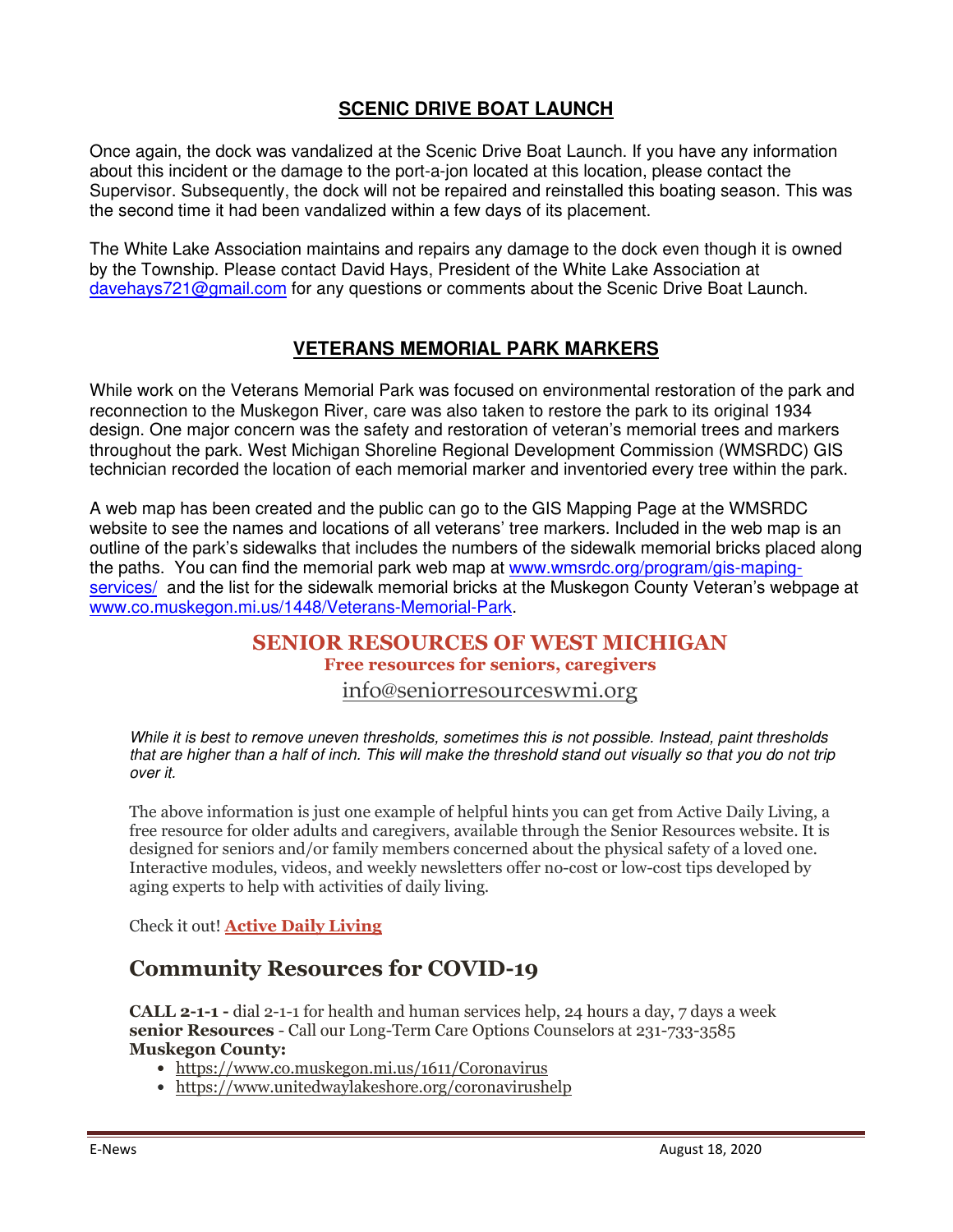## SCENIC DRIVE BOAT LAUNCH

Once again, the dock was vandalized at the Scenic Drive Boat Launch. If you have any information about this incident or the damage to the port-a-jon located at this location, please contact the Supervisor. Subsequently, the dock will not be repaired and reinstalled this boating season. This was the second time it had been vandalized within a few days of its placement.

The White Lake Association maintains and repairs any damage to the dock even though it is owned by the Township. Please contact David Hays, President of the White Lake Association at davehays721@gmail.com for any questions or comments about the Scenic Drive Boat Launch.

## VETERANS MEMORIAL PARK MARKERS

While work on the Veterans Memorial Park was focused on environmental restoration of the park and reconnection to the Muskegon River, care was also taken to restore the park to its original 1934 design. One major concern was the safety and restoration of veteran's memorial trees and markers throughout the park. West Michigan Shoreline Regional Development Commission (WMSRDC) GIS technician recorded the location of each memorial marker and inventoried every tree within the park.

A web map has been created and the public can go to the GIS Mapping Page at the WMSRDC website to see the names and locations of all veterans' tree markers. Included in the web map is an outline of the park's sidewalks that includes the numbers of the sidewalk memorial bricks placed along the paths. You can find the memorial park web map at www.wmsrdc.org/program/gis-maping-services/ and the list for the sidewalk memorial bricks at the Muskegon County Veteran's webpage at www.co.muskegon.mi.us/1448/Veterans-Memorial-Park.

## SENIOR RESOURCES OF WEST MICHIGAN

**Free resources for seniors, caregivers**

info@seniorresourceswmi.org

*While it is best to remove uneven thresholds, sometimes this is not possible. Instead, paint thresholds that are higher than a half of inch. This will make the threshold stand out visually so that you do not trip over it.*

The above information is just one example of helpful hints you can get from Active Daily Living, a free resource for older adults and caregivers, available through the Senior Resources website. It is designed for seniors and/or family members concerned about the physical safety of a loved one. Interactive modules, videos, and weekly newsletters offer no-cost or low-cost tips developed by aging experts to help with activities of daily living.

Check it out! **Active Daily Living**

## Community Resources for COVID-19

**CALL 2-1-1 -** dial 2-1-1 for health and human services help, 24 hours a day, 7 days a week
**senior Resources** - Call our Long-Term Care Options Counselors at 231-733-3585
**Muskegon County:**

- https://www.co.muskegon.mi.us/1611/Coronavirus
- https://www.unitedwaylakeshore.org/coronavirushelp